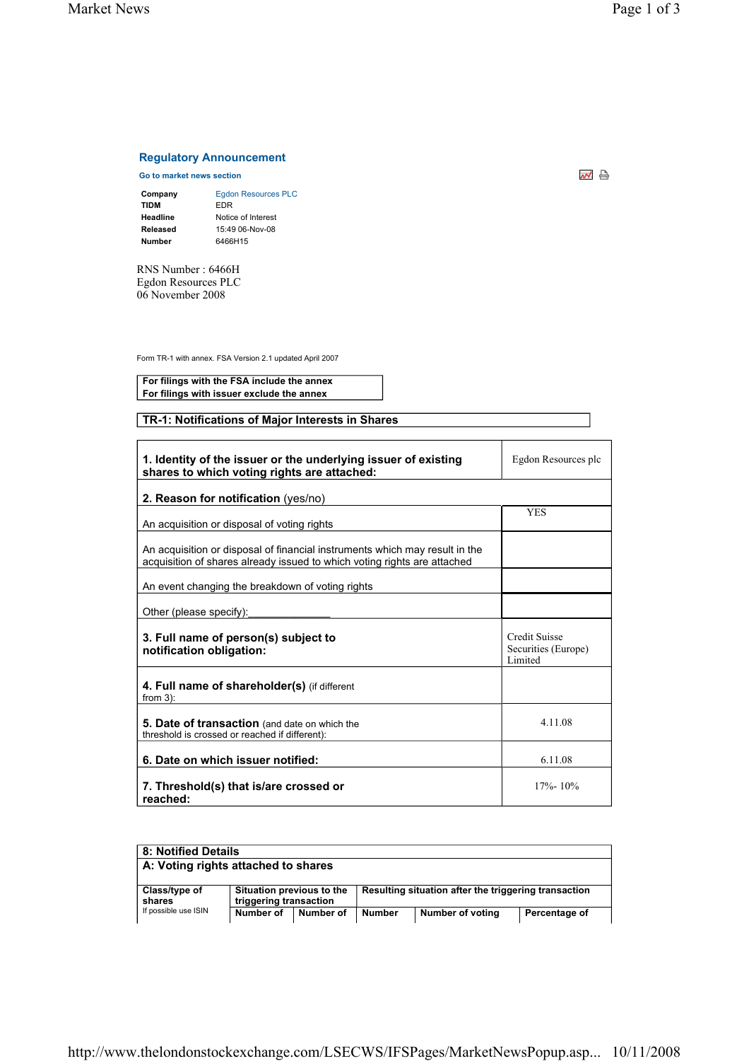## Regulatory Announcement

**Go to market news section**

| | |
|---|---|
| **Company** | Egdon Resources PLC |
| **TIDM** | EDR |
| **Headline** | Notice of Interest |
| **Released** | 15:49 06-Nov-08 |
| **Number** | 6466H15 |

RNS Number : 6466H
Egdon Resources PLC
06 November 2008

Form TR-1 with annex. FSA Version 2.1 updated April 2007

**For filings with the FSA include the annex**
**For filings with issuer exclude the annex**

### TR-1: Notifications of Major Interests in Shares

| | |
|---|---|
| **1. Identity of the issuer or the underlying issuer of existing shares to which voting rights are attached:** | Egdon Resources plc |
| **2. Reason for notification** (yes/no) | |
| An acquisition or disposal of voting rights | YES |
| An acquisition or disposal of financial instruments which may result in the acquisition of shares already issued to which voting rights are attached | |
| An event changing the breakdown of voting rights | |
| Other (please specify):_____________ | |
| **3. Full name of person(s) subject to notification obligation:** | Credit Suisse Securities (Europe) Limited |
| **4. Full name of shareholder(s)** (if different from 3): | |
| **5. Date of transaction** (and date on which the threshold is crossed or reached if different): | 4.11.08 |
| **6. Date on which issuer notified:** | 6.11.08 |
| **7. Threshold(s) that is/are crossed or reached:** | 17%- 10% |

**8: Notified Details**

**A: Voting rights attached to shares**

| **Class/type of shares** If possible use ISIN | **Situation previous to the triggering transaction** | | **Resulting situation after the triggering transaction** | | |
|---|---|---|---|---|---|
| | **Number of** | **Number of** | **Number** | **Number of voting** | **Percentage of** |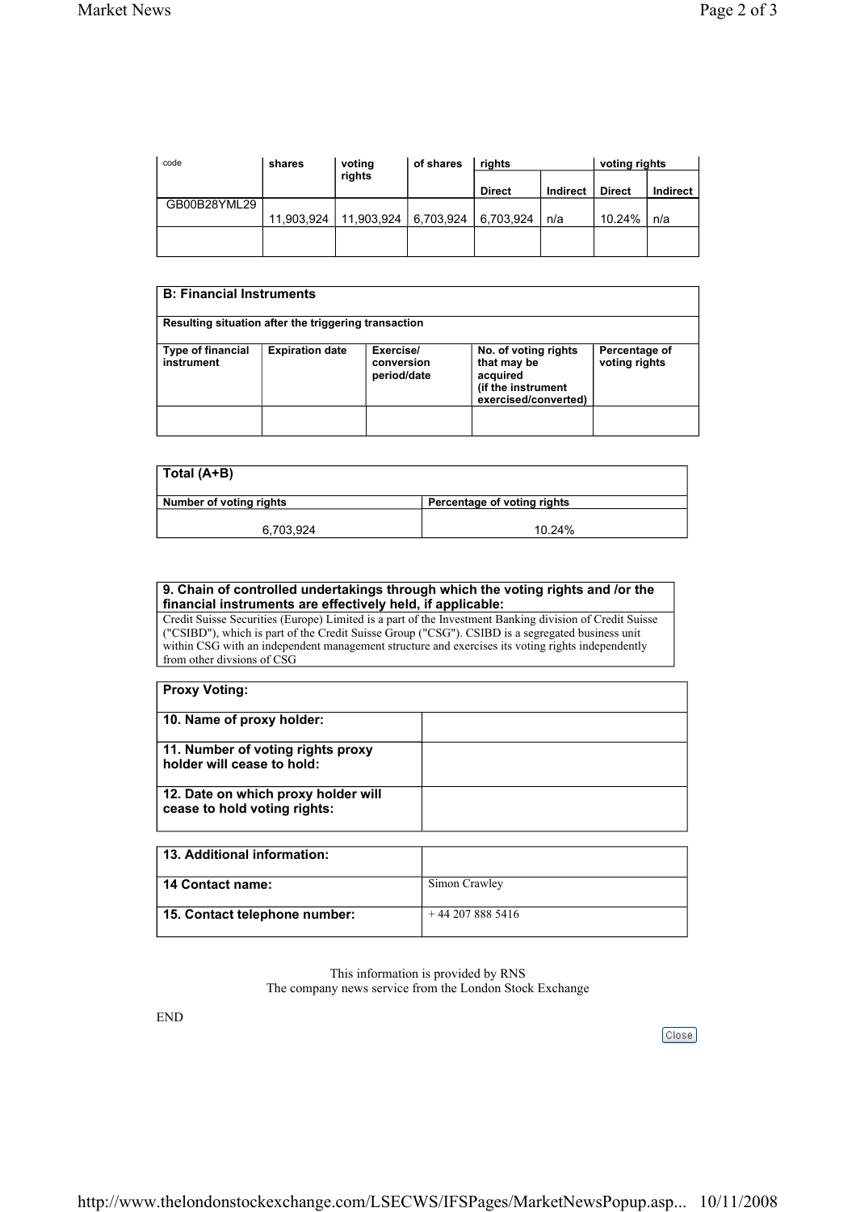| code | shares | voting rights | of shares | rights | | voting rights | |
|---|---|---|---|---|---|---|---|
| | | | | Direct | Indirect | Direct | Indirect |
| GB00B28YML29 | 11,903,924 | 11,903,924 | 6,703,924 | 6,703,924 | n/a | 10.24% | n/a |
| | | | | | | | |

| **B: Financial Instruments** | | | | |
|---|---|---|---|---|
| **Resulting situation after the triggering transaction** | | | | |
| **Type of financial instrument** | **Expiration date** | **Exercise/ conversion period/date** | **No. of voting rights that may be acquired (if the instrument exercised/converted)** | **Percentage of voting rights** |
| | | | | |

| **Total (A+B)** | |
|---|---|
| **Number of voting rights** | **Percentage of voting rights** |
| 6,703,924 | 10.24% |

| **9. Chain of controlled undertakings through which the voting rights and /or the financial instruments are effectively held, if applicable:** |
|---|
| Credit Suisse Securities (Europe) Limited is a part of the Investment Banking division of Credit Suisse ("CSIBD"), which is part of the Credit Suisse Group ("CSG"). CSIBD is a segregated business unit within CSG with an independent management structure and exercises its voting rights independently from other divsions of CSG |

| **Proxy Voting:** | |
|---|---|
| **10. Name of proxy holder:** | |
| **11. Number of voting rights proxy holder will cease to hold:** | |
| **12. Date on which proxy holder will cease to hold voting rights:** | |

| **13. Additional information:** | |
|---|---|
| **14 Contact name:** | Simon Crawley |
| **15. Contact telephone number:** | + 44 207 888 5416 |

This information is provided by RNS
The company news service from the London Stock Exchange

END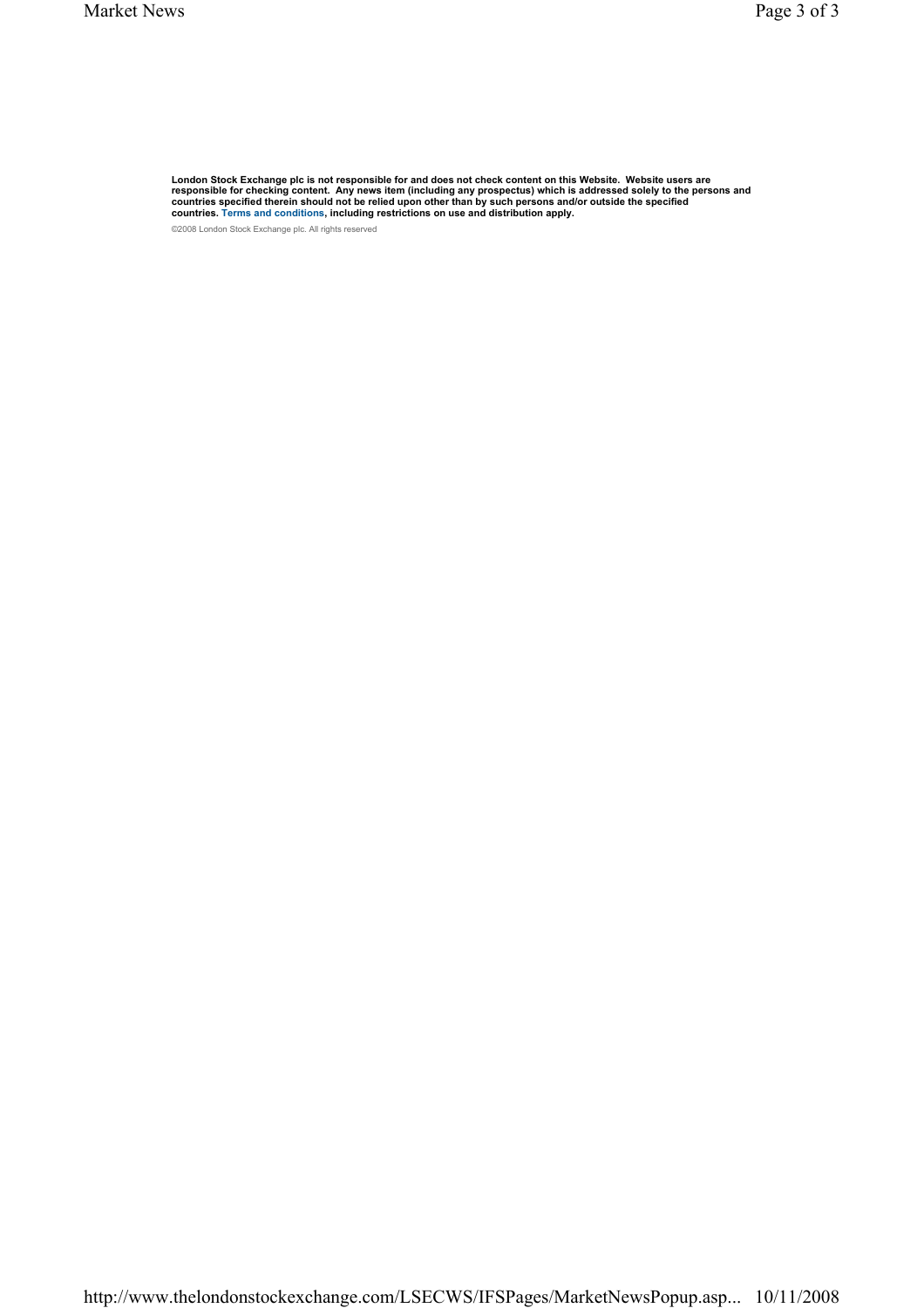**London Stock Exchange plc is not responsible for and does not check content on this Website. Website users are responsible for checking content. Any news item (including any prospectus) which is addressed solely to the persons and countries specified therein should not be relied upon other than by such persons and/or outside the specified countries. Terms and conditions, including restrictions on use and distribution apply.**

©2008 London Stock Exchange plc. All rights reserved